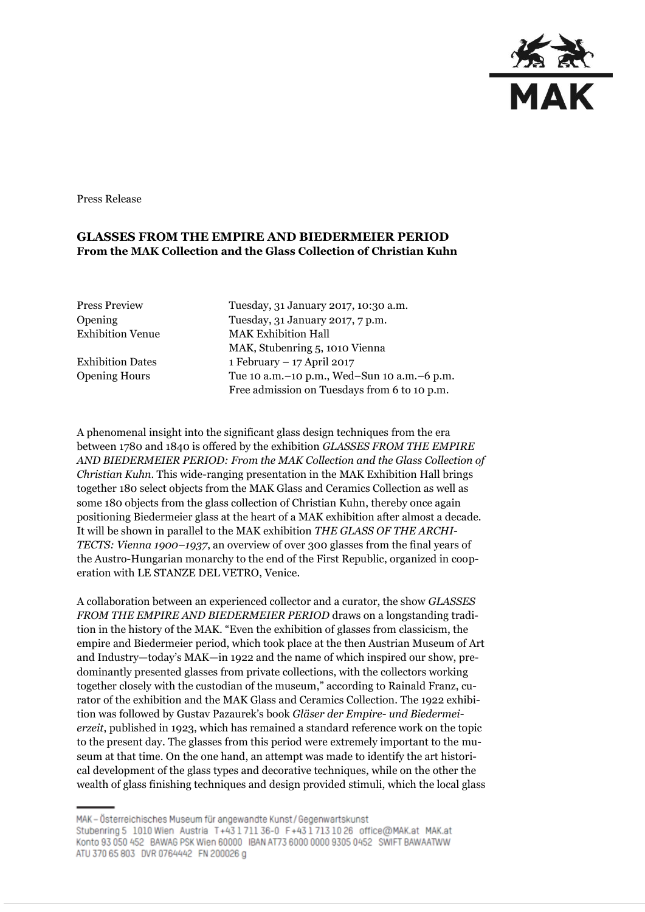Press Release

**GLASSES FROM THE EMPIRE AND BIEDERMEIER PERIOD**
**From the MAK Collection and the Glass Collection of Christian Kuhn**

| | |
|---|---|
| Press Preview | Tuesday, 31 January 2017, 10:30 a.m. |
| Opening | Tuesday, 31 January 2017, 7 p.m. |
| Exhibition Venue | MAK Exhibition Hall<br>MAK, Stubenring 5, 1010 Vienna |
| Exhibition Dates | 1 February – 17 April 2017 |
| Opening Hours | Tue 10 a.m.–10 p.m., Wed–Sun 10 a.m.–6 p.m.<br>Free admission on Tuesdays from 6 to 10 p.m. |

A phenomenal insight into the significant glass design techniques from the era between 1780 and 1840 is offered by the exhibition *GLASSES FROM THE EMPIRE AND BIEDERMEIER PERIOD: From the MAK Collection and the Glass Collection of Christian Kuhn*. This wide-ranging presentation in the MAK Exhibition Hall brings together 180 select objects from the MAK Glass and Ceramics Collection as well as some 180 objects from the glass collection of Christian Kuhn, thereby once again positioning Biedermeier glass at the heart of a MAK exhibition after almost a decade. It will be shown in parallel to the MAK exhibition *THE GLASS OF THE ARCHITECTS: Vienna 1900–1937*, an overview of over 300 glasses from the final years of the Austro-Hungarian monarchy to the end of the First Republic, organized in cooperation with LE STANZE DEL VETRO, Venice.

A collaboration between an experienced collector and a curator, the show *GLASSES FROM THE EMPIRE AND BIEDERMEIER PERIOD* draws on a longstanding tradition in the history of the MAK. "Even the exhibition of glasses from classicism, the empire and Biedermeier period, which took place at the then Austrian Museum of Art and Industry—today's MAK—in 1922 and the name of which inspired our show, predominantly presented glasses from private collections, with the collectors working together closely with the custodian of the museum," according to Rainald Franz, curator of the exhibition and the MAK Glass and Ceramics Collection. The 1922 exhibition was followed by Gustav Pazaurek's book *Gläser der Empire- und Biedermeierzeit*, published in 1923, which has remained a standard reference work on the topic to the present day. The glasses from this period were extremely important to the museum at that time. On the one hand, an attempt was made to identify the art historical development of the glass types and decorative techniques, while on the other the wealth of glass finishing techniques and design provided stimuli, which the local glass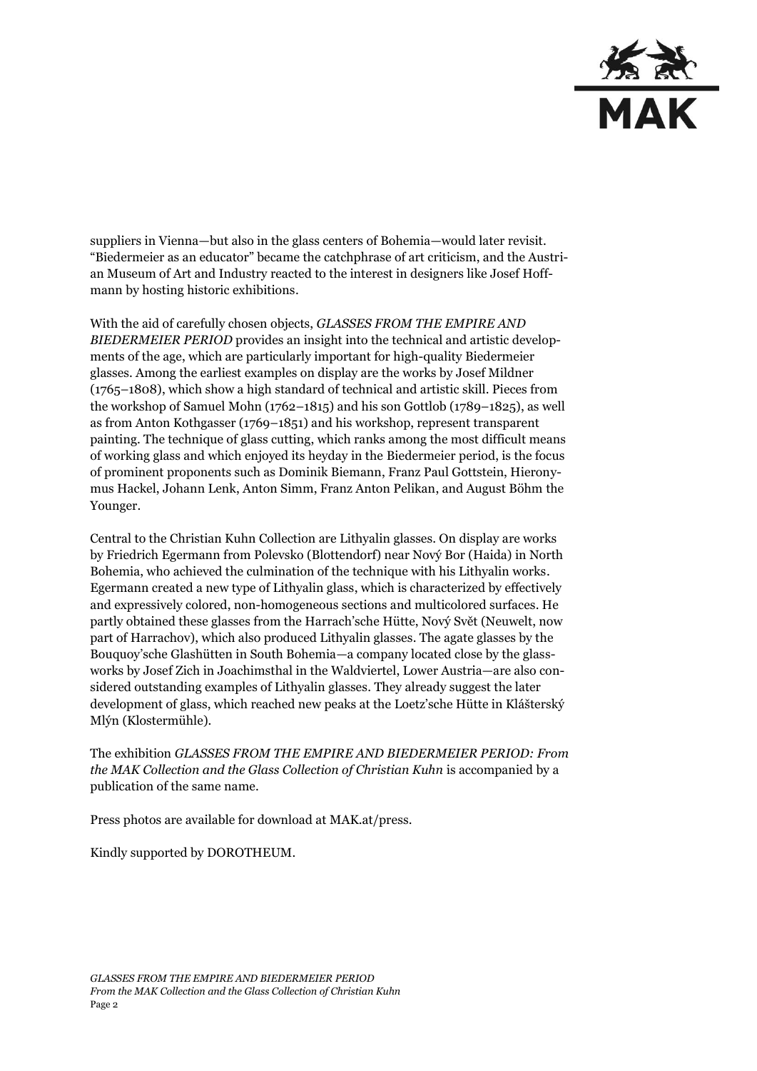suppliers in Vienna—but also in the glass centers of Bohemia—would later revisit. "Biedermeier as an educator" became the catchphrase of art criticism, and the Austrian Museum of Art and Industry reacted to the interest in designers like Josef Hoffmann by hosting historic exhibitions.

With the aid of carefully chosen objects, *GLASSES FROM THE EMPIRE AND BIEDERMEIER PERIOD* provides an insight into the technical and artistic developments of the age, which are particularly important for high-quality Biedermeier glasses. Among the earliest examples on display are the works by Josef Mildner (1765–1808), which show a high standard of technical and artistic skill. Pieces from the workshop of Samuel Mohn (1762–1815) and his son Gottlob (1789–1825), as well as from Anton Kothgasser (1769–1851) and his workshop, represent transparent painting. The technique of glass cutting, which ranks among the most difficult means of working glass and which enjoyed its heyday in the Biedermeier period, is the focus of prominent proponents such as Dominik Biemann, Franz Paul Gottstein, Hieronymus Hackel, Johann Lenk, Anton Simm, Franz Anton Pelikan, and August Böhm the Younger.

Central to the Christian Kuhn Collection are Lithyalin glasses. On display are works by Friedrich Egermann from Polevsko (Blottendorf) near Nový Bor (Haida) in North Bohemia, who achieved the culmination of the technique with his Lithyalin works. Egermann created a new type of Lithyalin glass, which is characterized by effectively and expressively colored, non-homogeneous sections and multicolored surfaces. He partly obtained these glasses from the Harrach'sche Hütte, Nový Svět (Neuwelt, now part of Harrachov), which also produced Lithyalin glasses. The agate glasses by the Bouquoy'sche Glashütten in South Bohemia—a company located close by the glassworks by Josef Zich in Joachimsthal in the Waldviertel, Lower Austria—are also considered outstanding examples of Lithyalin glasses. They already suggest the later development of glass, which reached new peaks at the Loetz'sche Hütte in Klášterský Mlýn (Klostermühle).

The exhibition *GLASSES FROM THE EMPIRE AND BIEDERMEIER PERIOD: From the MAK Collection and the Glass Collection of Christian Kuhn* is accompanied by a publication of the same name.

Press photos are available for download at MAK.at/press.

Kindly supported by DOROTHEUM.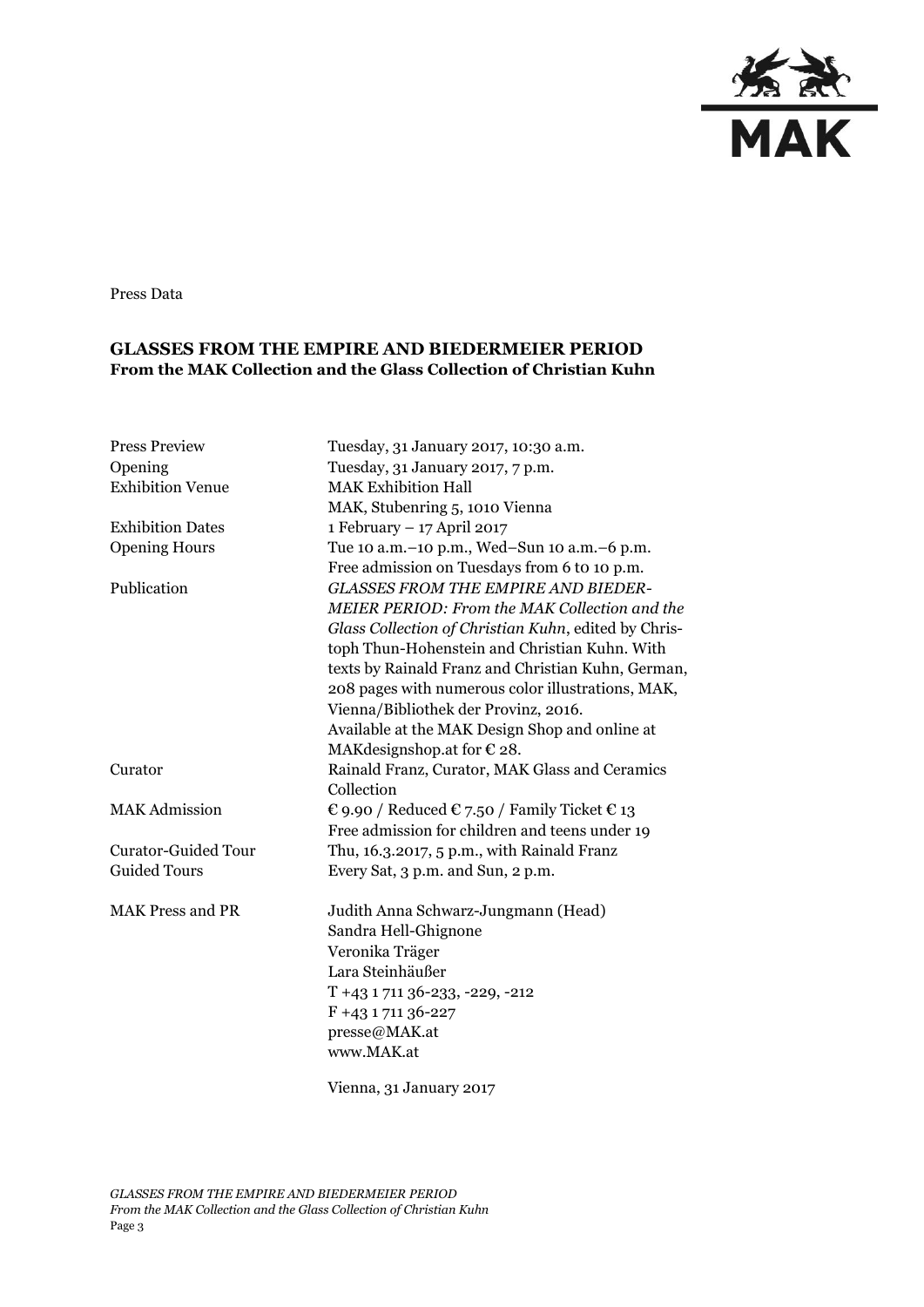Press Data

## GLASSES FROM THE EMPIRE AND BIEDERMEIER PERIOD
### From the MAK Collection and the Glass Collection of Christian Kuhn

| | |
|---|---|
| Press Preview | Tuesday, 31 January 2017, 10:30 a.m. |
| Opening | Tuesday, 31 January 2017, 7 p.m. |
| Exhibition Venue | MAK Exhibition Hall<br>MAK, Stubenring 5, 1010 Vienna |
| Exhibition Dates | 1 February – 17 April 2017 |
| Opening Hours | Tue 10 a.m.–10 p.m., Wed–Sun 10 a.m.–6 p.m.<br>Free admission on Tuesdays from 6 to 10 p.m. |
| Publication | *GLASSES FROM THE EMPIRE AND BIEDERMEIER PERIOD: From the MAK Collection and the Glass Collection of Christian Kuhn*, edited by Christoph Thun-Hohenstein and Christian Kuhn. With texts by Rainald Franz and Christian Kuhn, German, 208 pages with numerous color illustrations, MAK, Vienna/Bibliothek der Provinz, 2016.<br>Available at the MAK Design Shop and online at MAKdesignshop.at for € 28. |
| Curator | Rainald Franz, Curator, MAK Glass and Ceramics Collection |
| MAK Admission | € 9.90 / Reduced € 7.50 / Family Ticket € 13<br>Free admission for children and teens under 19 |
| Curator-Guided Tour | Thu, 16.3.2017, 5 p.m., with Rainald Franz |
| Guided Tours | Every Sat, 3 p.m. and Sun, 2 p.m. |
| MAK Press and PR | Judith Anna Schwarz-Jungmann (Head)<br>Sandra Hell-Ghignone<br>Veronika Träger<br>Lara Steinhäußer<br>T +43 1 711 36-233, -229, -212<br>F +43 1 711 36-227<br>presse@MAK.at<br>www.MAK.at |

Vienna, 31 January 2017